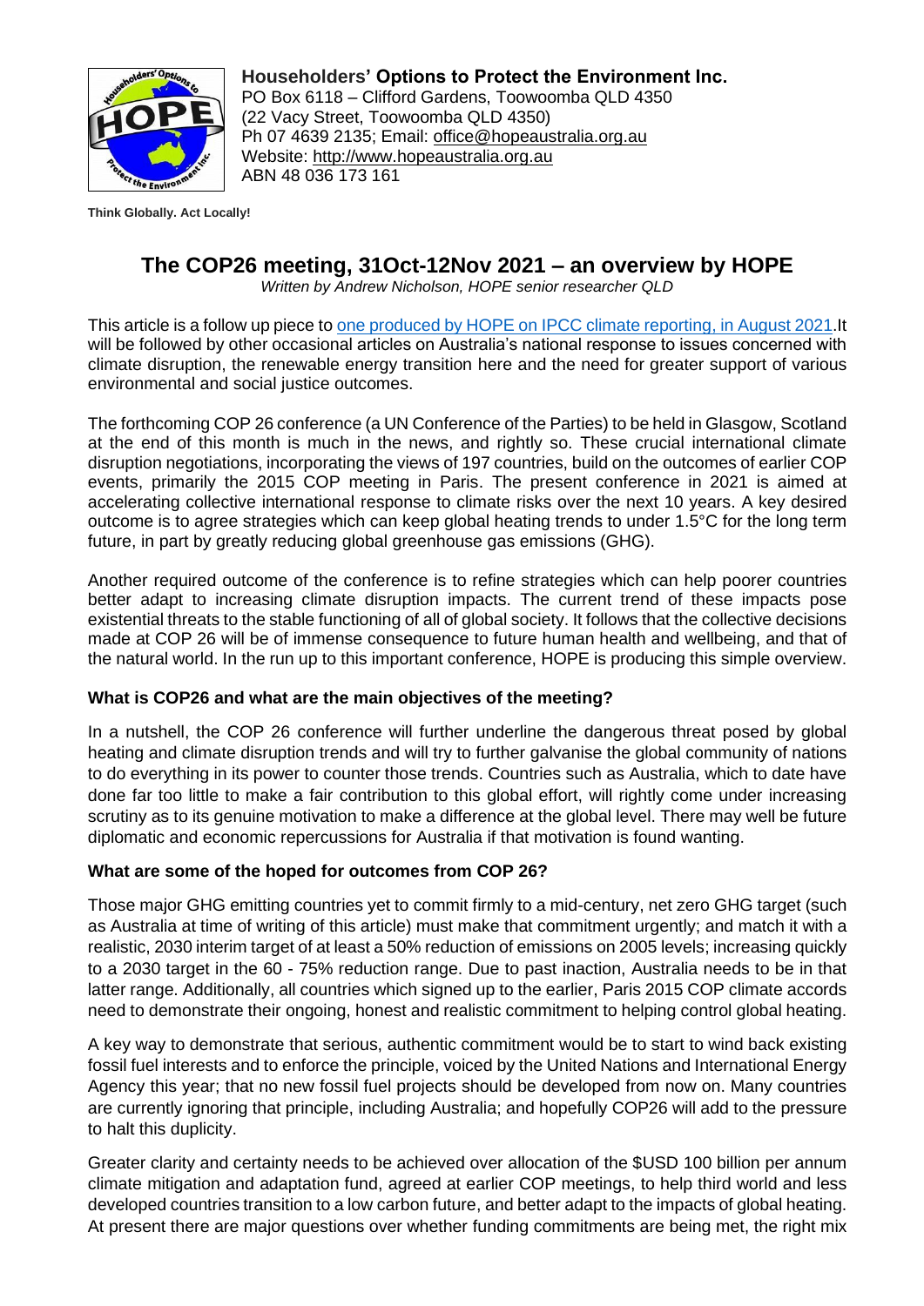**Householders' Options to Protect the Environment Inc.**
PO Box 6118 – Clifford Gardens, Toowoomba QLD 4350
(22 Vacy Street, Toowoomba QLD 4350)
Ph 07 4639 2135; Email: office@hopeaustralia.org.au
Website: http://www.hopeaustralia.org.au
ABN 48 036 173 161

**Think Globally. Act Locally!**

# The COP26 meeting, 31Oct-12Nov 2021 – an overview by HOPE

*Written by Andrew Nicholson, HOPE senior researcher QLD*

This article is a follow up piece to one produced by HOPE on IPCC climate reporting, in August 2021.It will be followed by other occasional articles on Australia's national response to issues concerned with climate disruption, the renewable energy transition here and the need for greater support of various environmental and social justice outcomes.

The forthcoming COP 26 conference (a UN Conference of the Parties) to be held in Glasgow, Scotland at the end of this month is much in the news, and rightly so. These crucial international climate disruption negotiations, incorporating the views of 197 countries, build on the outcomes of earlier COP events, primarily the 2015 COP meeting in Paris. The present conference in 2021 is aimed at accelerating collective international response to climate risks over the next 10 years. A key desired outcome is to agree strategies which can keep global heating trends to under 1.5°C for the long term future, in part by greatly reducing global greenhouse gas emissions (GHG).

Another required outcome of the conference is to refine strategies which can help poorer countries better adapt to increasing climate disruption impacts. The current trend of these impacts pose existential threats to the stable functioning of all of global society. It follows that the collective decisions made at COP 26 will be of immense consequence to future human health and wellbeing, and that of the natural world. In the run up to this important conference, HOPE is producing this simple overview.

### What is COP26 and what are the main objectives of the meeting?

In a nutshell, the COP 26 conference will further underline the dangerous threat posed by global heating and climate disruption trends and will try to further galvanise the global community of nations to do everything in its power to counter those trends. Countries such as Australia, which to date have done far too little to make a fair contribution to this global effort, will rightly come under increasing scrutiny as to its genuine motivation to make a difference at the global level. There may well be future diplomatic and economic repercussions for Australia if that motivation is found wanting.

### What are some of the hoped for outcomes from COP 26?

Those major GHG emitting countries yet to commit firmly to a mid-century, net zero GHG target (such as Australia at time of writing of this article) must make that commitment urgently; and match it with a realistic, 2030 interim target of at least a 50% reduction of emissions on 2005 levels; increasing quickly to a 2030 target in the 60 - 75% reduction range. Due to past inaction, Australia needs to be in that latter range. Additionally, all countries which signed up to the earlier, Paris 2015 COP climate accords need to demonstrate their ongoing, honest and realistic commitment to helping control global heating.

A key way to demonstrate that serious, authentic commitment would be to start to wind back existing fossil fuel interests and to enforce the principle, voiced by the United Nations and International Energy Agency this year; that no new fossil fuel projects should be developed from now on. Many countries are currently ignoring that principle, including Australia; and hopefully COP26 will add to the pressure to halt this duplicity.

Greater clarity and certainty needs to be achieved over allocation of the $USD 100 billion per annum climate mitigation and adaptation fund, agreed at earlier COP meetings, to help third world and less developed countries transition to a low carbon future, and better adapt to the impacts of global heating. At present there are major questions over whether funding commitments are being met, the right mix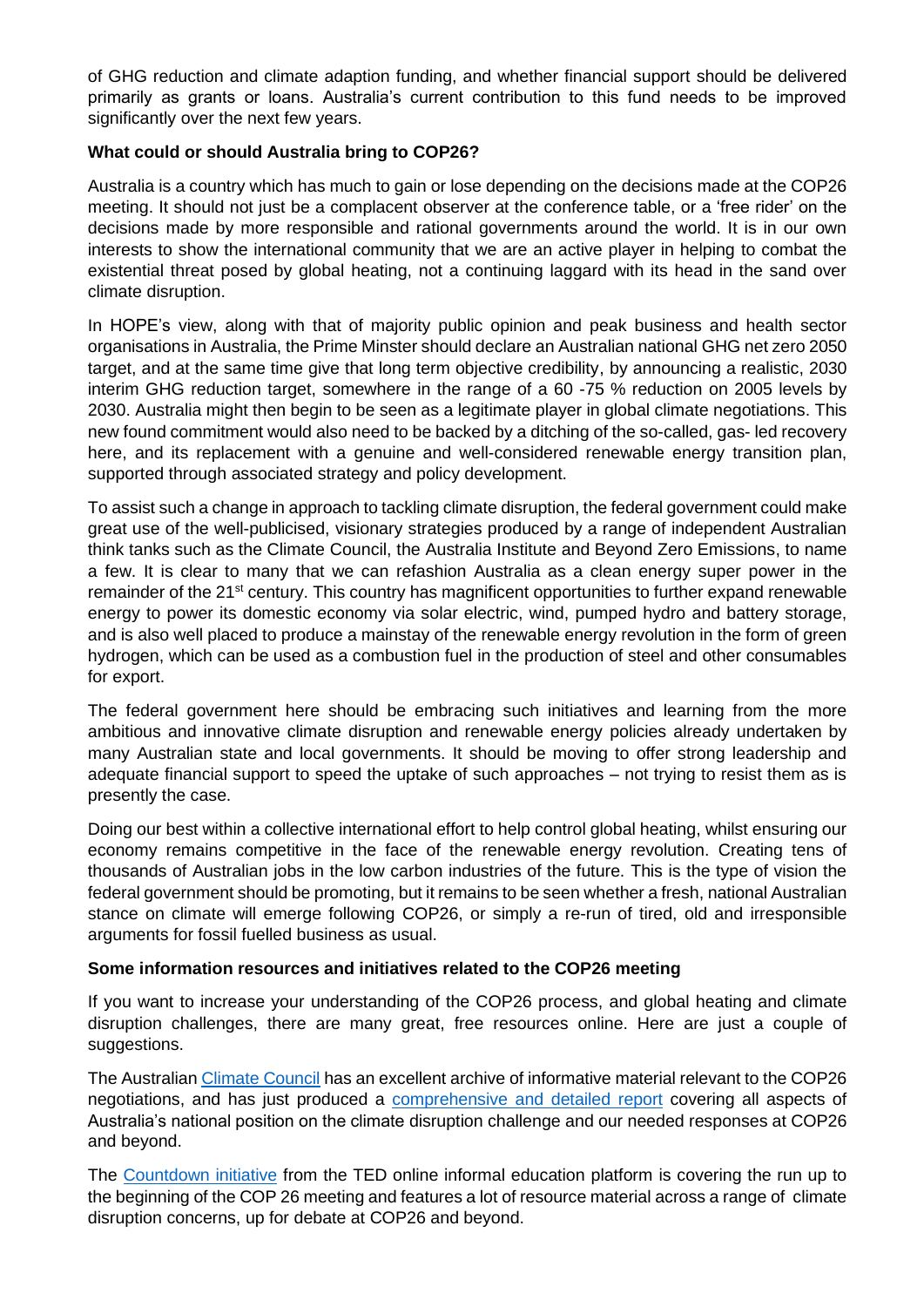of GHG reduction and climate adaption funding, and whether financial support should be delivered primarily as grants or loans. Australia's current contribution to this fund needs to be improved significantly over the next few years.

**What could or should Australia bring to COP26?**

Australia is a country which has much to gain or lose depending on the decisions made at the COP26 meeting. It should not just be a complacent observer at the conference table, or a 'free rider' on the decisions made by more responsible and rational governments around the world. It is in our own interests to show the international community that we are an active player in helping to combat the existential threat posed by global heating, not a continuing laggard with its head in the sand over climate disruption.

In HOPE's view, along with that of majority public opinion and peak business and health sector organisations in Australia, the Prime Minster should declare an Australian national GHG net zero 2050 target, and at the same time give that long term objective credibility, by announcing a realistic, 2030 interim GHG reduction target, somewhere in the range of a 60 -75 % reduction on 2005 levels by 2030. Australia might then begin to be seen as a legitimate player in global climate negotiations. This new found commitment would also need to be backed by a ditching of the so-called, gas- led recovery here, and its replacement with a genuine and well-considered renewable energy transition plan, supported through associated strategy and policy development.

To assist such a change in approach to tackling climate disruption, the federal government could make great use of the well-publicised, visionary strategies produced by a range of independent Australian think tanks such as the Climate Council, the Australia Institute and Beyond Zero Emissions, to name a few. It is clear to many that we can refashion Australia as a clean energy super power in the remainder of the 21st century. This country has magnificent opportunities to further expand renewable energy to power its domestic economy via solar electric, wind, pumped hydro and battery storage, and is also well placed to produce a mainstay of the renewable energy revolution in the form of green hydrogen, which can be used as a combustion fuel in the production of steel and other consumables for export.

The federal government here should be embracing such initiatives and learning from the more ambitious and innovative climate disruption and renewable energy policies already undertaken by many Australian state and local governments. It should be moving to offer strong leadership and adequate financial support to speed the uptake of such approaches – not trying to resist them as is presently the case.

Doing our best within a collective international effort to help control global heating, whilst ensuring our economy remains competitive in the face of the renewable energy revolution. Creating tens of thousands of Australian jobs in the low carbon industries of the future. This is the type of vision the federal government should be promoting, but it remains to be seen whether a fresh, national Australian stance on climate will emerge following COP26, or simply a re-run of tired, old and irresponsible arguments for fossil fuelled business as usual.

**Some information resources and initiatives related to the COP26 meeting**

If you want to increase your understanding of the COP26 process, and global heating and climate disruption challenges, there are many great, free resources online. Here are just a couple of suggestions.

The Australian Climate Council has an excellent archive of informative material relevant to the COP26 negotiations, and has just produced a comprehensive and detailed report covering all aspects of Australia's national position on the climate disruption challenge and our needed responses at COP26 and beyond.

The Countdown initiative from the TED online informal education platform is covering the run up to the beginning of the COP 26 meeting and features a lot of resource material across a range of climate disruption concerns, up for debate at COP26 and beyond.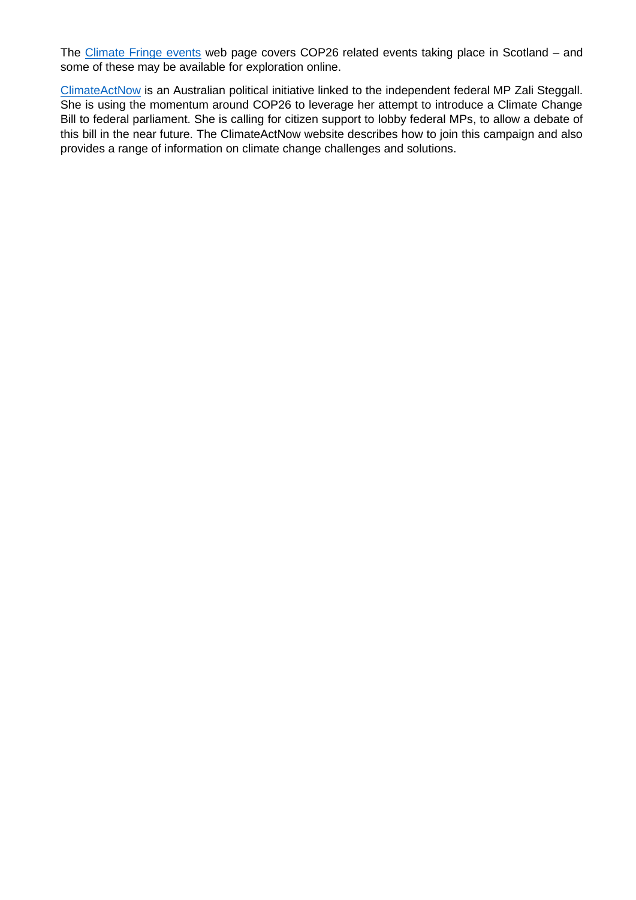The Climate Fringe events web page covers COP26 related events taking place in Scotland – and some of these may be available for exploration online.

ClimateActNow is an Australian political initiative linked to the independent federal MP Zali Steggall. She is using the momentum around COP26 to leverage her attempt to introduce a Climate Change Bill to federal parliament. She is calling for citizen support to lobby federal MPs, to allow a debate of this bill in the near future. The ClimateActNow website describes how to join this campaign and also provides a range of information on climate change challenges and solutions.